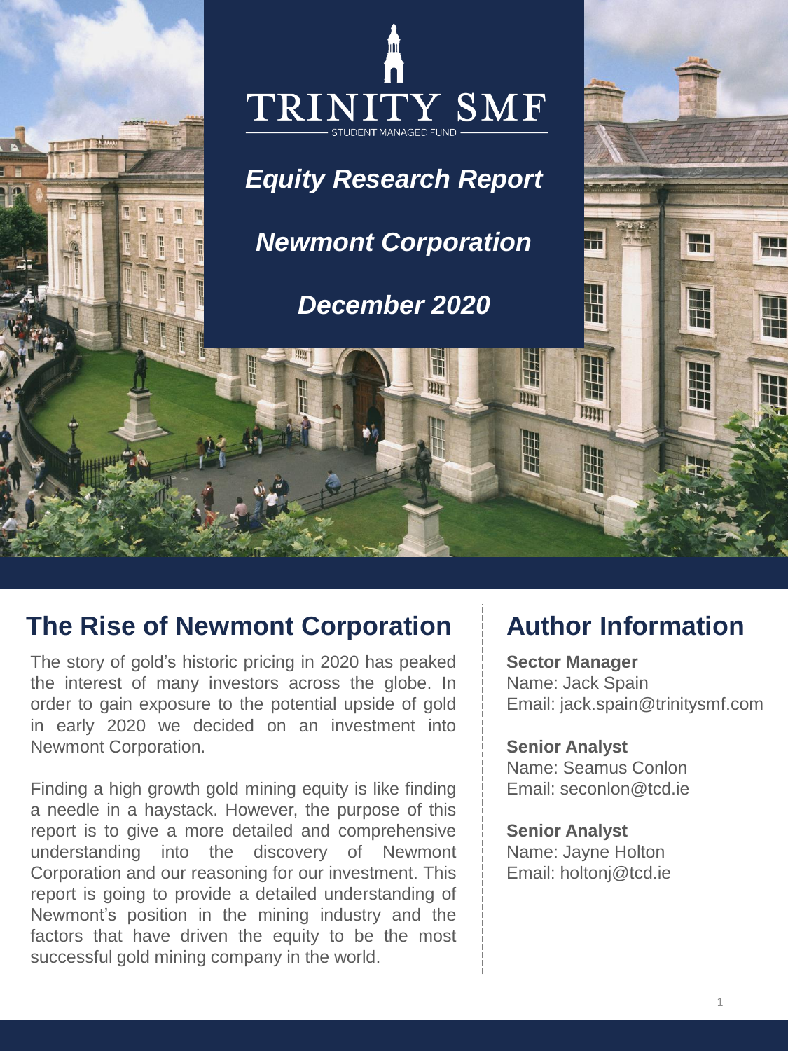# TRINITY SMF

STUDENT MANAGED FUND

***Equity Research Report***

***Newmont Corporation***

***December 2020***

## The Rise of Newmont Corporation

The story of gold's historic pricing in 2020 has peaked the interest of many investors across the globe. In order to gain exposure to the potential upside of gold in early 2020 we decided on an investment into Newmont Corporation.

Finding a high growth gold mining equity is like finding a needle in a haystack. However, the purpose of this report is to give a more detailed and comprehensive understanding into the discovery of Newmont Corporation and our reasoning for our investment. This report is going to provide a detailed understanding of Newmont's position in the mining industry and the factors that have driven the equity to be the most successful gold mining company in the world.

## Author Information

**Sector Manager**
Name: Jack Spain
Email: jack.spain@trinitysmf.com

**Senior Analyst**
Name: Seamus Conlon
Email: seconlon@tcd.ie

**Senior Analyst**
Name: Jayne Holton
Email: holtonj@tcd.ie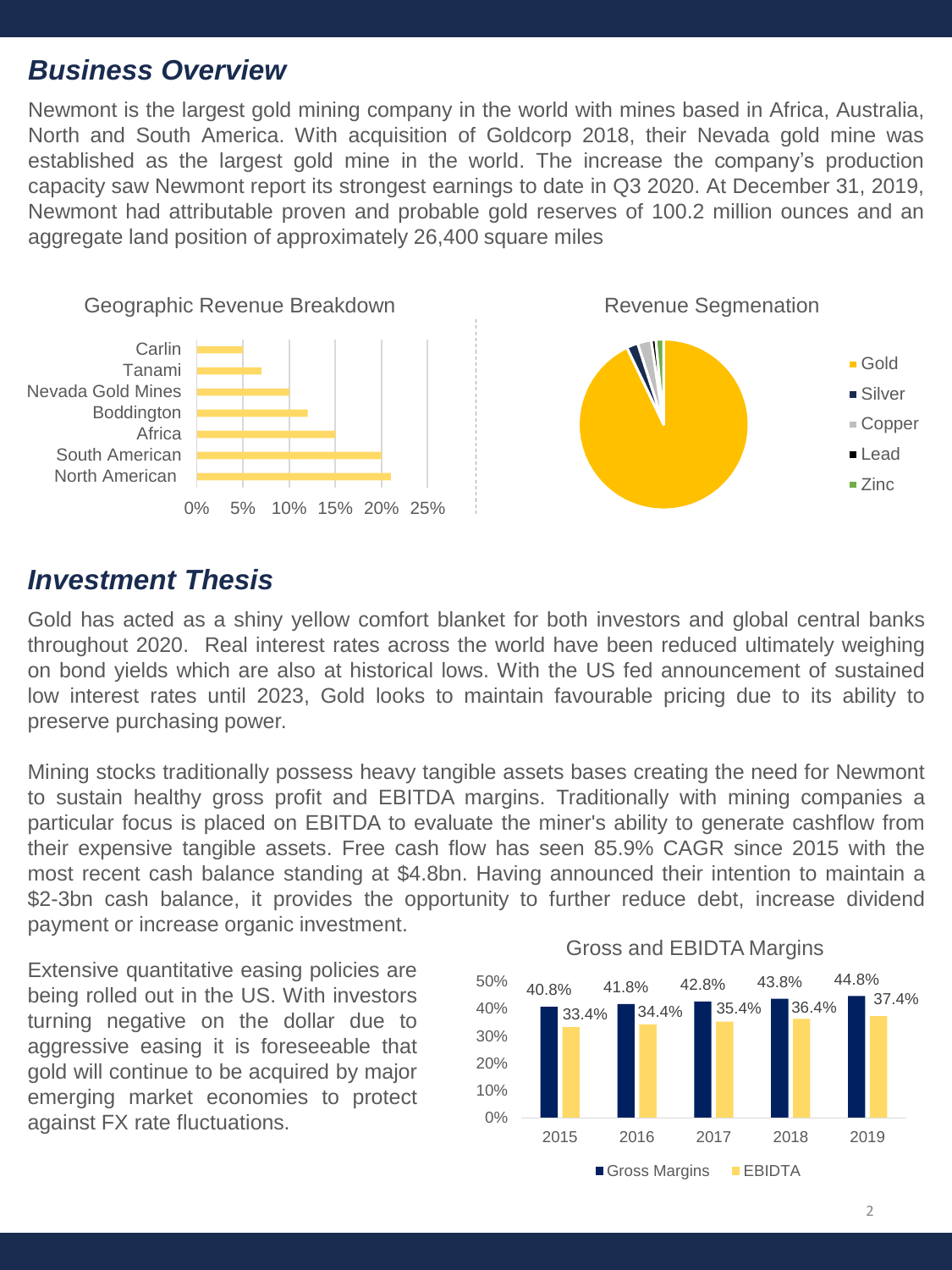## *Business Overview*

Newmont is the largest gold mining company in the world with mines based in Africa, Australia, North and South America. With acquisition of Goldcorp 2018, their Nevada gold mine was established as the largest gold mine in the world. The increase the company's production capacity saw Newmont report its strongest earnings to date in Q3 2020. At December 31, 2019, Newmont had attributable proven and probable gold reserves of 100.2 million ounces and an aggregate land position of approximately 26,400 square miles

Geographic Revenue Breakdown

Revenue Segmenation

## *Investment Thesis*

Gold has acted as a shiny yellow comfort blanket for both investors and global central banks throughout 2020. Real interest rates across the world have been reduced ultimately weighing on bond yields which are also at historical lows. With the US fed announcement of sustained low interest rates until 2023, Gold looks to maintain favourable pricing due to its ability to preserve purchasing power.

Mining stocks traditionally possess heavy tangible assets bases creating the need for Newmont to sustain healthy gross profit and EBITDA margins. Traditionally with mining companies a particular focus is placed on EBITDA to evaluate the miner's ability to generate cashflow from their expensive tangible assets. Free cash flow has seen 85.9% CAGR since 2015 with the most recent cash balance standing at $4.8bn. Having announced their intention to maintain a $2-3bn cash balance, it provides the opportunity to further reduce debt, increase dividend payment or increase organic investment.

Extensive quantitative easing policies are being rolled out in the US. With investors turning negative on the dollar due to aggressive easing it is foreseeable that gold will continue to be acquired by major emerging market economies to protect against FX rate fluctuations.

Gross and EBIDTA Margins

| | 2015 | 2016 | 2017 | 2018 | 2019 |
|---|---|---|---|---|---|
| Gross Margins | 40.8% | 41.8% | 42.8% | 43.8% | 44.8% |
| EBIDTA | 33.4% | 34.4% | 35.4% | 36.4% | 37.4% |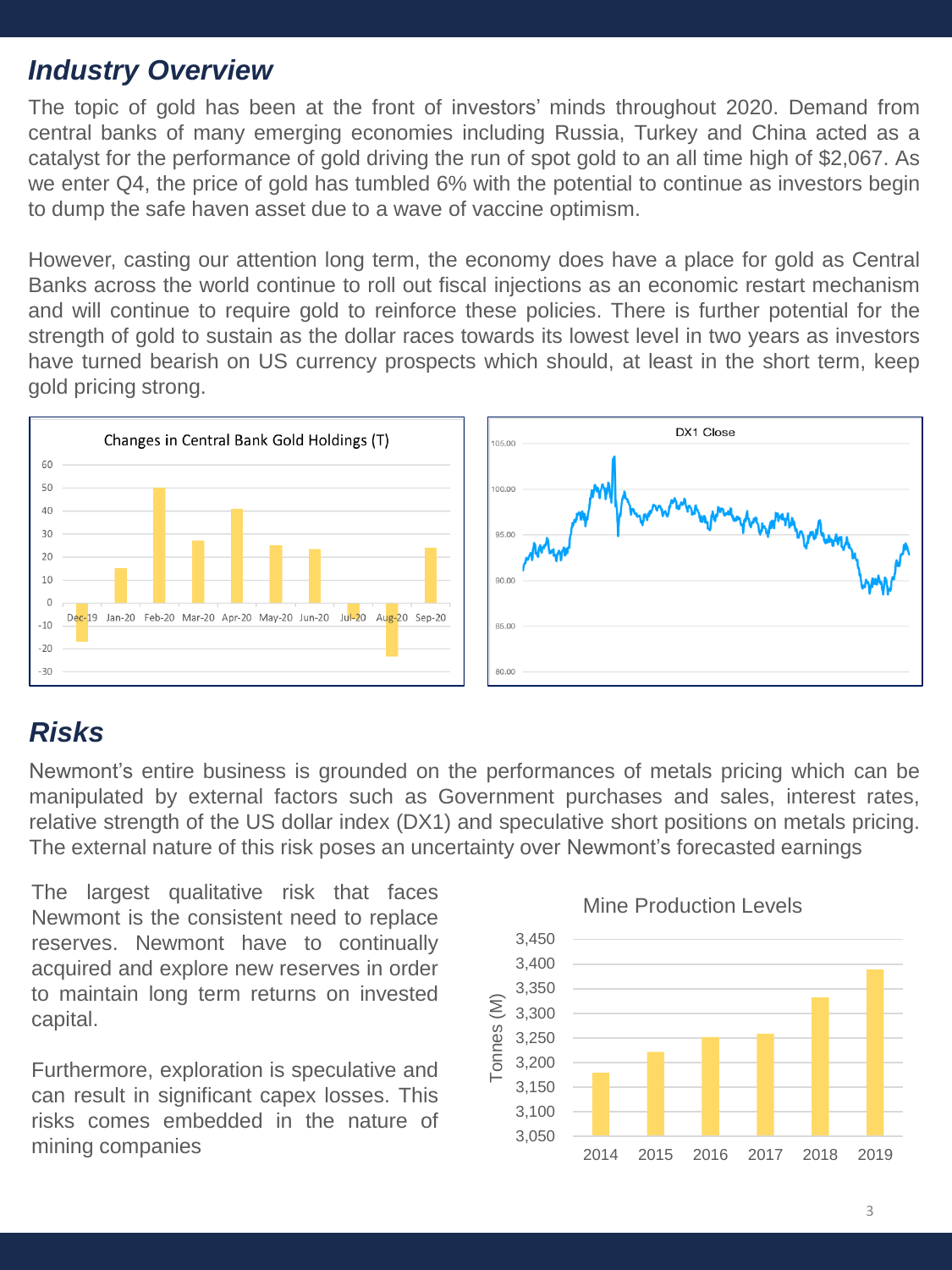## *Industry Overview*

The topic of gold has been at the front of investors' minds throughout 2020. Demand from central banks of many emerging economies including Russia, Turkey and China acted as a catalyst for the performance of gold driving the run of spot gold to an all time high of $2,067. As we enter Q4, the price of gold has tumbled 6% with the potential to continue as investors begin to dump the safe haven asset due to a wave of vaccine optimism.

However, casting our attention long term, the economy does have a place for gold as Central Banks across the world continue to roll out fiscal injections as an economic restart mechanism and will continue to require gold to reinforce these policies. There is further potential for the strength of gold to sustain as the dollar races towards its lowest level in two years as investors have turned bearish on US currency prospects which should, at least in the short term, keep gold pricing strong.

Changes in Central Bank Gold Holdings (T)

DX1 Close

## *Risks*

Newmont's entire business is grounded on the performances of metals pricing which can be manipulated by external factors such as Government purchases and sales, interest rates, relative strength of the US dollar index (DX1) and speculative short positions on metals pricing. The external nature of this risk poses an uncertainty over Newmont's forecasted earnings

The largest qualitative risk that faces Newmont is the consistent need to replace reserves. Newmont have to continually acquired and explore new reserves in order to maintain long term returns on invested capital.

Furthermore, exploration is speculative and can result in significant capex losses. This risks comes embedded in the nature of mining companies

Mine Production Levels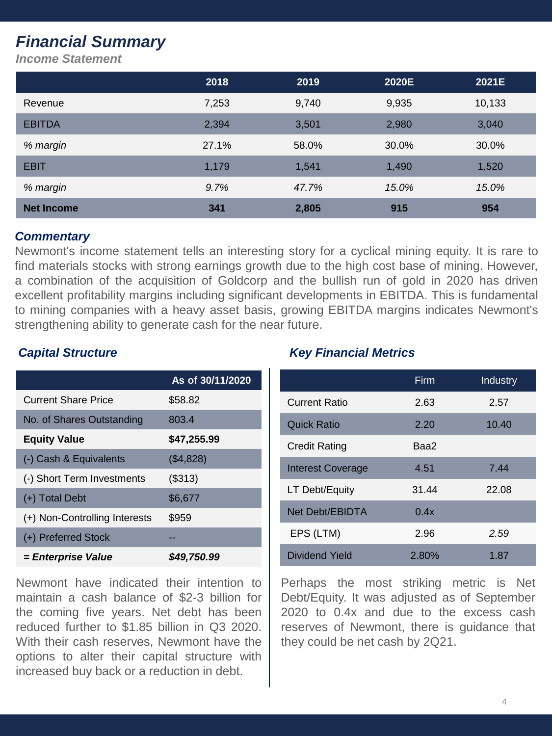# *Financial Summary*

## *Income Statement*

| | 2018 | 2019 | 2020E | 2021E |
|---|---|---|---|---|
| Revenue | 7,253 | 9,740 | 9,935 | 10,133 |
| EBITDA | 2,394 | 3,501 | 2,980 | 3,040 |
| *% margin* | 27.1% | 58.0% | 30.0% | 30.0% |
| EBIT | 1,179 | 1,541 | 1,490 | 1,520 |
| *% margin* | *9.7%* | *47.7%* | *15.0%* | *15.0%* |
| **Net Income** | **341** | **2,805** | **915** | **954** |

### *Commentary*

Newmont's income statement tells an interesting story for a cyclical mining equity. It is rare to find materials stocks with strong earnings growth due to the high cost base of mining. However, a combination of the acquisition of Goldcorp and the bullish run of gold in 2020 has driven excellent profitability margins including significant developments in EBITDA. This is fundamental to mining companies with a heavy asset basis, growing EBITDA margins indicates Newmont's strengthening ability to generate cash for the near future.

### *Capital Structure*

| | As of 30/11/2020 |
|---|---|
| Current Share Price | $58.82 |
| No. of Shares Outstanding | 803.4 |
| **Equity Value** | **$47,255.99** |
| (-) Cash & Equivalents | ($4,828) |
| (-) Short Term Investments | ($313) |
| (+) Total Debt | $6,677 |
| (+) Non-Controlling Interests | $959 |
| (+) Preferred Stock | -- |
| ***= Enterprise Value*** | ***$49,750.99*** |

Newmont have indicated their intention to maintain a cash balance of $2-3 billion for the coming five years. Net debt has been reduced further to $1.85 billion in Q3 2020. With their cash reserves, Newmont have the options to alter their capital structure with increased buy back or a reduction in debt.

### *Key Financial Metrics*

| | Firm | Industry |
|---|---|---|
| Current Ratio | 2.63 | 2.57 |
| Quick Ratio | 2.20 | 10.40 |
| Credit Rating | Baa2 | |
| Interest Coverage | 4.51 | 7.44 |
| LT Debt/Equity | 31.44 | 22.08 |
| Net Debt/EBIDTA | 0.4x | |
| EPS (LTM) | 2.96 | *2.59* |
| Dividend Yield | 2.80% | 1.87 |

Perhaps the most striking metric is Net Debt/Equity. It was adjusted as of September 2020 to 0.4x and due to the excess cash reserves of Newmont, there is guidance that they could be net cash by 2Q21.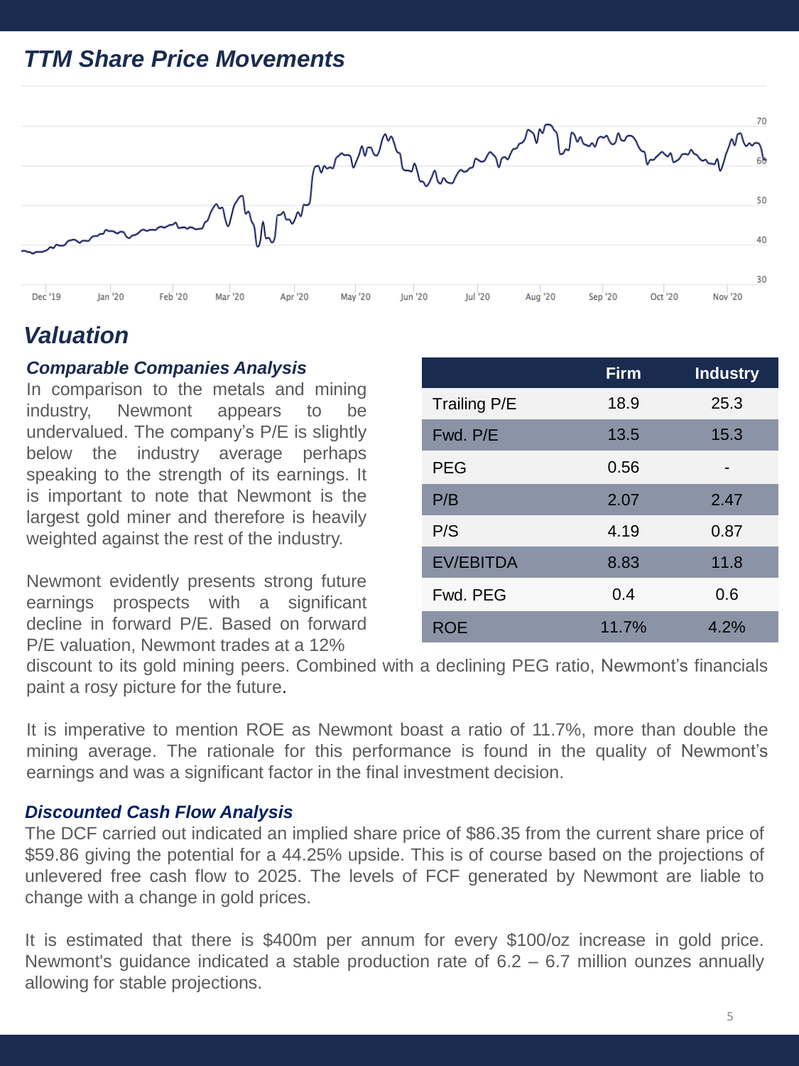## *TTM Share Price Movements*

70
60
50
40
30

Dec '19
Jan '20
Feb '20
Mar '20
Apr '20
May '20
Jun '20
Jul '20
Aug '20
Sep '20
Oct '20
Nov '20

## *Valuation*

### *Comparable Companies Analysis*

| | Firm | Industry |
|---|---|---|
| Trailing P/E | 18.9 | 25.3 |
| Fwd. P/E | 13.5 | 15.3 |
| PEG | 0.56 | - |
| P/B | 2.07 | 2.47 |
| P/S | 4.19 | 0.87 |
| EV/EBITDA | 8.83 | 11.8 |
| Fwd. PEG | 0.4 | 0.6 |
| ROE | 11.7% | 4.2% |

In comparison to the metals and mining industry, Newmont appears to be undervalued. The company's P/E is slightly below the industry average perhaps speaking to the strength of its earnings. It is important to note that Newmont is the largest gold miner and therefore is heavily weighted against the rest of the industry.

Newmont evidently presents strong future earnings prospects with a significant decline in forward P/E. Based on forward P/E valuation, Newmont trades at a 12% discount to its gold mining peers. Combined with a declining PEG ratio, Newmont's financials paint a rosy picture for the future.

It is imperative to mention ROE as Newmont boast a ratio of 11.7%, more than double the mining average. The rationale for this performance is found in the quality of Newmont's earnings and was a significant factor in the final investment decision.

### *Discounted Cash Flow Analysis*

The DCF carried out indicated an implied share price of $86.35 from the current share price of $59.86 giving the potential for a 44.25% upside. This is of course based on the projections of unlevered free cash flow to 2025. The levels of FCF generated by Newmont are liable to change with a change in gold prices.

It is estimated that there is $400m per annum for every $100/oz increase in gold price. Newmont's guidance indicated a stable production rate of 6.2 – 6.7 million ounzes annually allowing for stable projections.